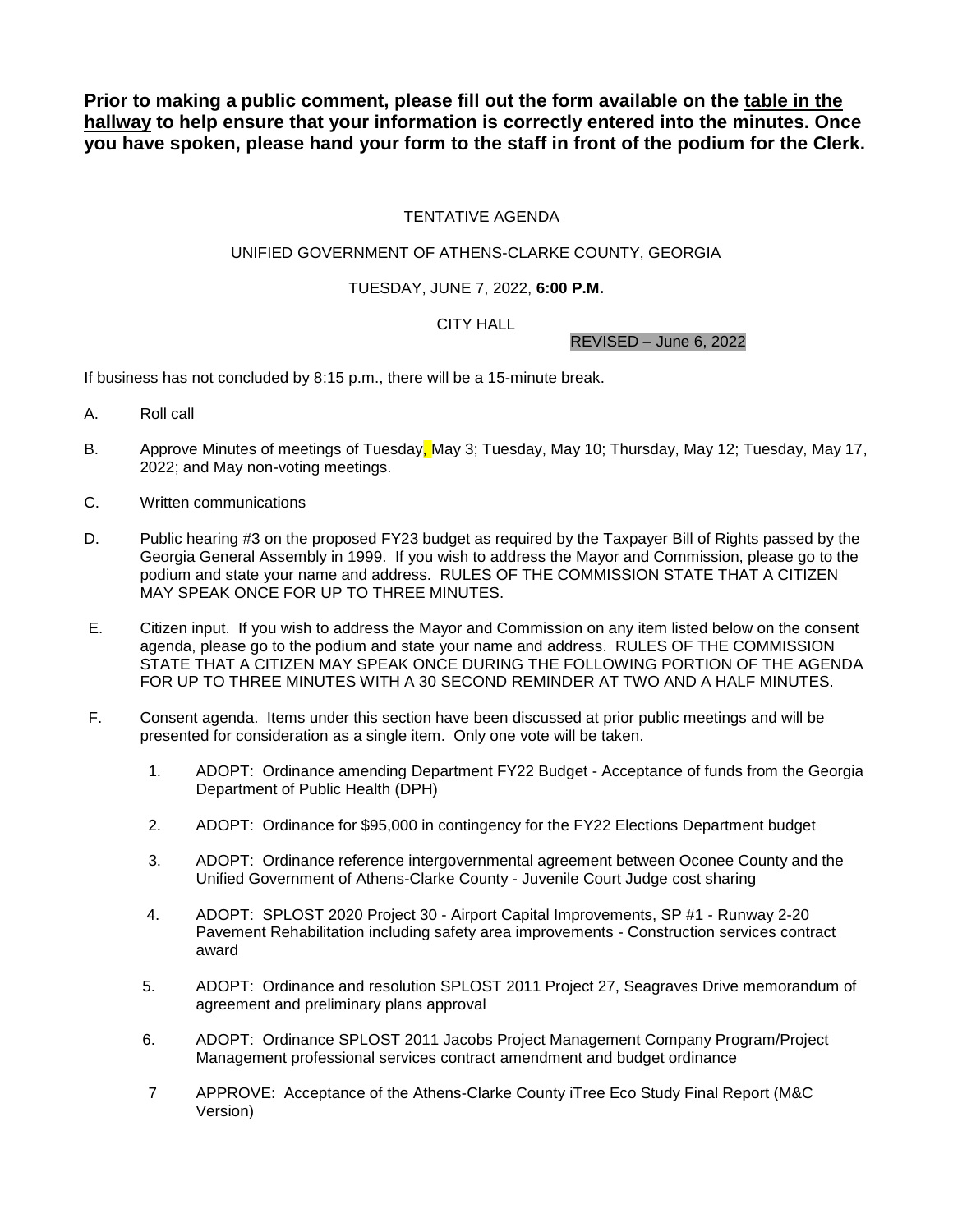**Prior to making a public comment, please fill out the form available on the <u>table in the hallway</u> to help ensure that your information is correctly entered into the minutes. Once you have spoken, please hand your form to the staff in front of the podium for the Clerk.**

TENTATIVE AGENDA

UNIFIED GOVERNMENT OF ATHENS-CLARKE COUNTY, GEORGIA

TUESDAY, JUNE 7, 2022, **6:00 P.M.**

CITY HALL

REVISED – June 6, 2022

If business has not concluded by 8:15 p.m., there will be a 15-minute break.

A. Roll call

B. Approve Minutes of meetings of Tuesday, May 3; Tuesday, May 10; Thursday, May 12; Tuesday, May 17, 2022; and May non-voting meetings.

C. Written communications

D. Public hearing #3 on the proposed FY23 budget as required by the Taxpayer Bill of Rights passed by the Georgia General Assembly in 1999. If you wish to address the Mayor and Commission, please go to the podium and state your name and address. RULES OF THE COMMISSION STATE THAT A CITIZEN MAY SPEAK ONCE FOR UP TO THREE MINUTES.

E. Citizen input. If you wish to address the Mayor and Commission on any item listed below on the consent agenda, please go to the podium and state your name and address. RULES OF THE COMMISSION STATE THAT A CITIZEN MAY SPEAK ONCE DURING THE FOLLOWING PORTION OF THE AGENDA FOR UP TO THREE MINUTES WITH A 30 SECOND REMINDER AT TWO AND A HALF MINUTES.

F. Consent agenda. Items under this section have been discussed at prior public meetings and will be presented for consideration as a single item. Only one vote will be taken.

1. ADOPT: Ordinance amending Department FY22 Budget - Acceptance of funds from the Georgia Department of Public Health (DPH)

2. ADOPT: Ordinance for $95,000 in contingency for the FY22 Elections Department budget

3. ADOPT: Ordinance reference intergovernmental agreement between Oconee County and the Unified Government of Athens-Clarke County - Juvenile Court Judge cost sharing

4. ADOPT: SPLOST 2020 Project 30 - Airport Capital Improvements, SP #1 - Runway 2-20 Pavement Rehabilitation including safety area improvements - Construction services contract award

5. ADOPT: Ordinance and resolution SPLOST 2011 Project 27, Seagraves Drive memorandum of agreement and preliminary plans approval

6. ADOPT: Ordinance SPLOST 2011 Jacobs Project Management Company Program/Project Management professional services contract amendment and budget ordinance

7 APPROVE: Acceptance of the Athens-Clarke County iTree Eco Study Final Report (M&C Version)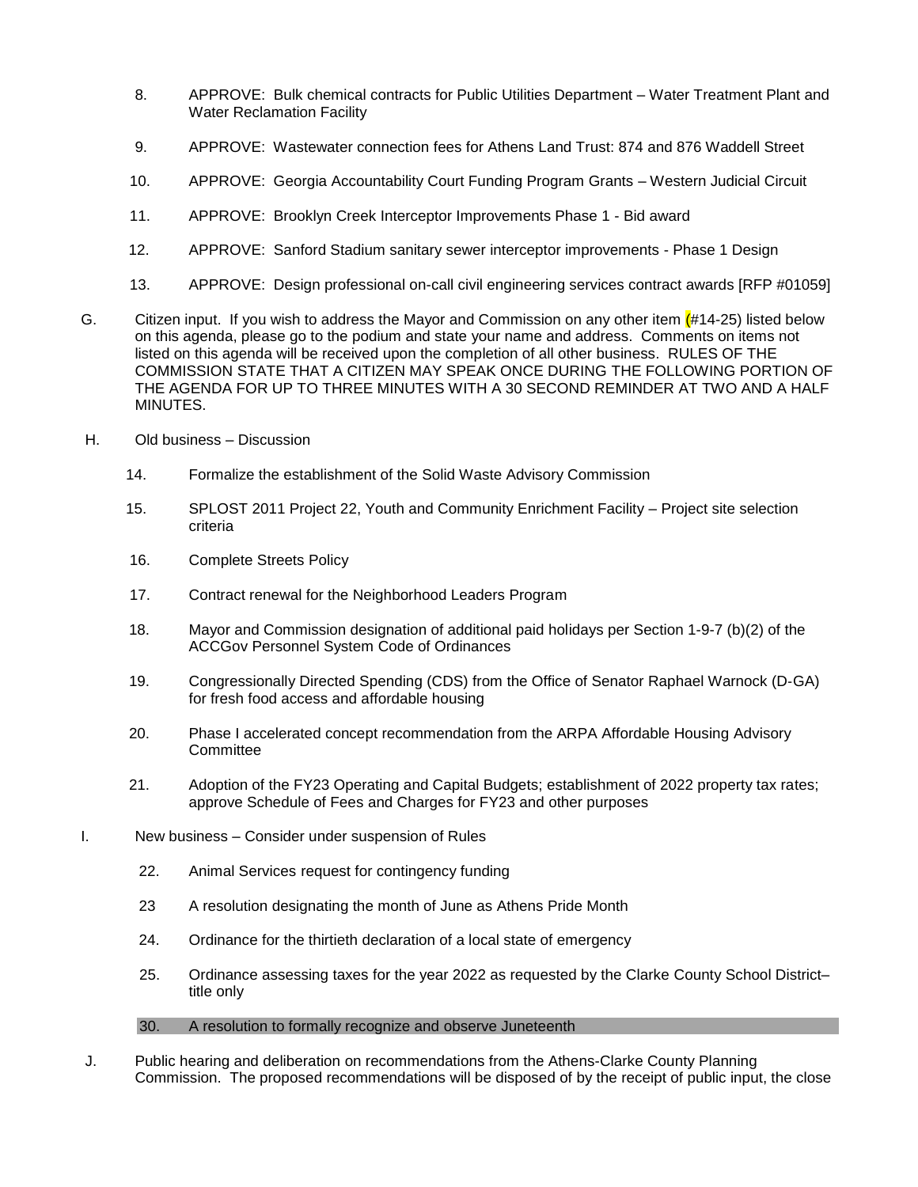8. APPROVE: Bulk chemical contracts for Public Utilities Department – Water Treatment Plant and Water Reclamation Facility

9. APPROVE: Wastewater connection fees for Athens Land Trust: 874 and 876 Waddell Street

10. APPROVE: Georgia Accountability Court Funding Program Grants – Western Judicial Circuit

11. APPROVE: Brooklyn Creek Interceptor Improvements Phase 1 - Bid award

12. APPROVE: Sanford Stadium sanitary sewer interceptor improvements - Phase 1 Design

13. APPROVE: Design professional on-call civil engineering services contract awards [RFP #01059]

G. Citizen input. If you wish to address the Mayor and Commission on any other item (#14-25) listed below on this agenda, please go to the podium and state your name and address. Comments on items not listed on this agenda will be received upon the completion of all other business. RULES OF THE COMMISSION STATE THAT A CITIZEN MAY SPEAK ONCE DURING THE FOLLOWING PORTION OF THE AGENDA FOR UP TO THREE MINUTES WITH A 30 SECOND REMINDER AT TWO AND A HALF MINUTES.

H. Old business – Discussion

14. Formalize the establishment of the Solid Waste Advisory Commission

15. SPLOST 2011 Project 22, Youth and Community Enrichment Facility – Project site selection criteria

16. Complete Streets Policy

17. Contract renewal for the Neighborhood Leaders Program

18. Mayor and Commission designation of additional paid holidays per Section 1-9-7 (b)(2) of the ACCGov Personnel System Code of Ordinances

19. Congressionally Directed Spending (CDS) from the Office of Senator Raphael Warnock (D-GA) for fresh food access and affordable housing

20. Phase I accelerated concept recommendation from the ARPA Affordable Housing Advisory Committee

21. Adoption of the FY23 Operating and Capital Budgets; establishment of 2022 property tax rates; approve Schedule of Fees and Charges for FY23 and other purposes

I. New business – Consider under suspension of Rules

22. Animal Services request for contingency funding

23 A resolution designating the month of June as Athens Pride Month

24. Ordinance for the thirtieth declaration of a local state of emergency

25. Ordinance assessing taxes for the year 2022 as requested by the Clarke County School District– title only

30. A resolution to formally recognize and observe Juneteenth

J. Public hearing and deliberation on recommendations from the Athens-Clarke County Planning Commission. The proposed recommendations will be disposed of by the receipt of public input, the close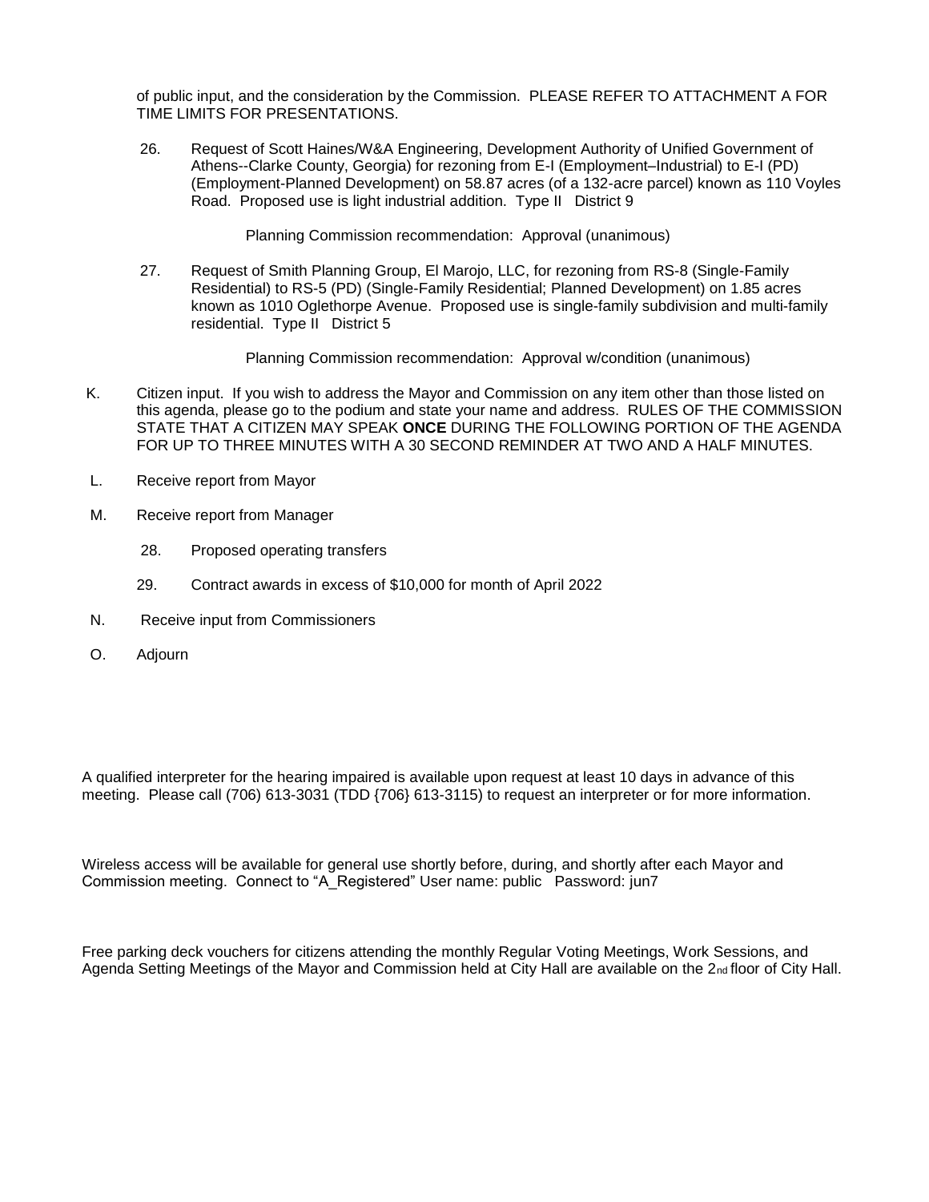of public input, and the consideration by the Commission. PLEASE REFER TO ATTACHMENT A FOR TIME LIMITS FOR PRESENTATIONS.

26. Request of Scott Haines/W&A Engineering, Development Authority of Unified Government of Athens--Clarke County, Georgia) for rezoning from E-I (Employment–Industrial) to E-I (PD) (Employment-Planned Development) on 58.87 acres (of a 132-acre parcel) known as 110 Voyles Road. Proposed use is light industrial addition. Type II District 9

    Planning Commission recommendation: Approval (unanimous)

27. Request of Smith Planning Group, El Marojo, LLC, for rezoning from RS-8 (Single-Family Residential) to RS-5 (PD) (Single-Family Residential; Planned Development) on 1.85 acres known as 1010 Oglethorpe Avenue. Proposed use is single-family subdivision and multi-family residential. Type II District 5

    Planning Commission recommendation: Approval w/condition (unanimous)

K. Citizen input. If you wish to address the Mayor and Commission on any item other than those listed on this agenda, please go to the podium and state your name and address. RULES OF THE COMMISSION STATE THAT A CITIZEN MAY SPEAK **ONCE** DURING THE FOLLOWING PORTION OF THE AGENDA FOR UP TO THREE MINUTES WITH A 30 SECOND REMINDER AT TWO AND A HALF MINUTES.

L. Receive report from Mayor

M. Receive report from Manager

28. Proposed operating transfers

29. Contract awards in excess of $10,000 for month of April 2022

N. Receive input from Commissioners

O. Adjourn

A qualified interpreter for the hearing impaired is available upon request at least 10 days in advance of this meeting. Please call (706) 613-3031 (TDD {706} 613-3115) to request an interpreter or for more information.

Wireless access will be available for general use shortly before, during, and shortly after each Mayor and Commission meeting. Connect to "A_Registered" User name: public Password: jun7

Free parking deck vouchers for citizens attending the monthly Regular Voting Meetings, Work Sessions, and Agenda Setting Meetings of the Mayor and Commission held at City Hall are available on the 2nd floor of City Hall.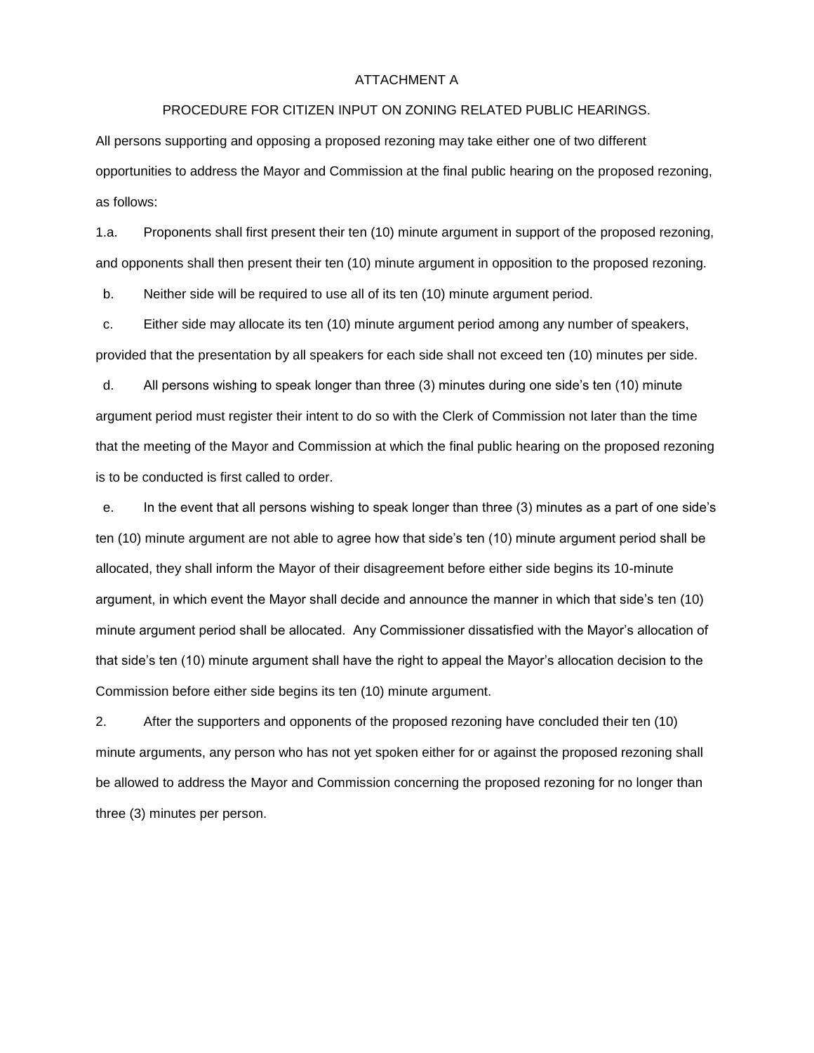# ATTACHMENT A

## PROCEDURE FOR CITIZEN INPUT ON ZONING RELATED PUBLIC HEARINGS.

All persons supporting and opposing a proposed rezoning may take either one of two different opportunities to address the Mayor and Commission at the final public hearing on the proposed rezoning, as follows:

1.a. Proponents shall first present their ten (10) minute argument in support of the proposed rezoning, and opponents shall then present their ten (10) minute argument in opposition to the proposed rezoning.

b. Neither side will be required to use all of its ten (10) minute argument period.

c. Either side may allocate its ten (10) minute argument period among any number of speakers, provided that the presentation by all speakers for each side shall not exceed ten (10) minutes per side.

d. All persons wishing to speak longer than three (3) minutes during one side's ten (10) minute argument period must register their intent to do so with the Clerk of Commission not later than the time that the meeting of the Mayor and Commission at which the final public hearing on the proposed rezoning is to be conducted is first called to order.

e. In the event that all persons wishing to speak longer than three (3) minutes as a part of one side's ten (10) minute argument are not able to agree how that side's ten (10) minute argument period shall be allocated, they shall inform the Mayor of their disagreement before either side begins its 10-minute argument, in which event the Mayor shall decide and announce the manner in which that side's ten (10) minute argument period shall be allocated. Any Commissioner dissatisfied with the Mayor's allocation of that side's ten (10) minute argument shall have the right to appeal the Mayor's allocation decision to the Commission before either side begins its ten (10) minute argument.

2. After the supporters and opponents of the proposed rezoning have concluded their ten (10) minute arguments, any person who has not yet spoken either for or against the proposed rezoning shall be allowed to address the Mayor and Commission concerning the proposed rezoning for no longer than three (3) minutes per person.